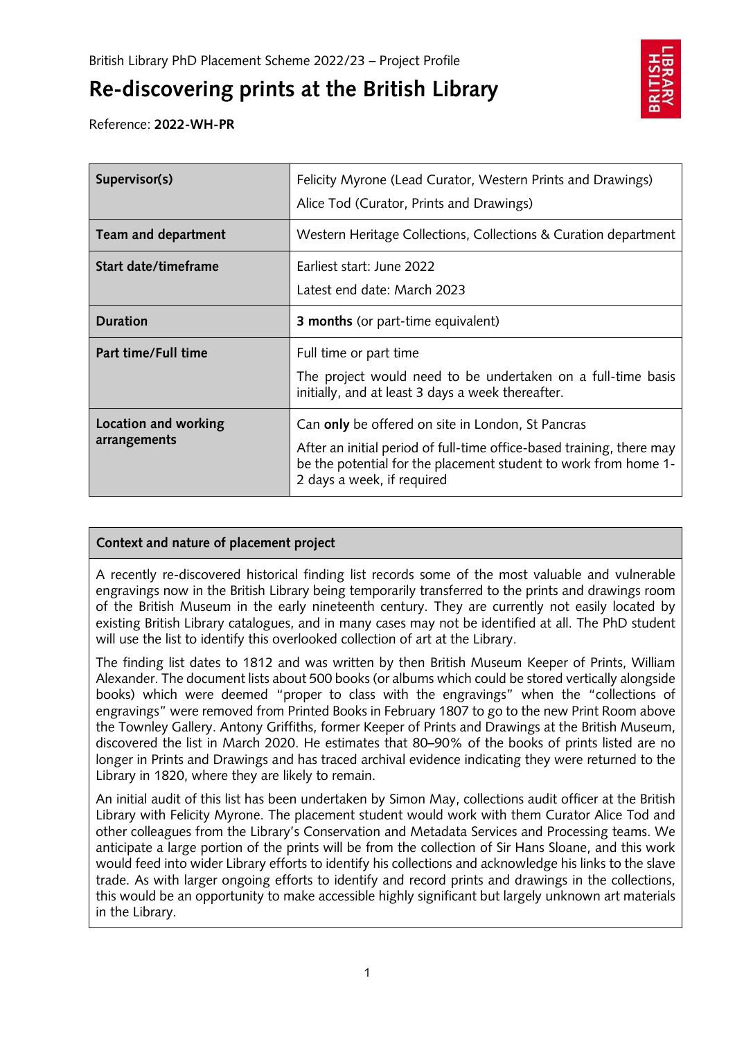British Library PhD Placement Scheme 2022/23 – Project Profile

# Re-discovering prints at the British Library

Reference: **2022-WH-PR**

| | |
|---|---|
| **Supervisor(s)** | Felicity Myrone (Lead Curator, Western Prints and Drawings)<br>Alice Tod (Curator, Prints and Drawings) |
| **Team and department** | Western Heritage Collections, Collections & Curation department |
| **Start date/timeframe** | Earliest start: June 2022<br>Latest end date: March 2023 |
| **Duration** | **3 months** (or part-time equivalent) |
| **Part time/Full time** | Full time or part time<br>The project would need to be undertaken on a full-time basis initially, and at least 3 days a week thereafter. |
| **Location and working arrangements** | Can **only** be offered on site in London, St Pancras<br>After an initial period of full-time office-based training, there may be the potential for the placement student to work from home 1-2 days a week, if required |

## Context and nature of placement project

A recently re-discovered historical finding list records some of the most valuable and vulnerable engravings now in the British Library being temporarily transferred to the prints and drawings room of the British Museum in the early nineteenth century. They are currently not easily located by existing British Library catalogues, and in many cases may not be identified at all. The PhD student will use the list to identify this overlooked collection of art at the Library.

The finding list dates to 1812 and was written by then British Museum Keeper of Prints, William Alexander. The document lists about 500 books (or albums which could be stored vertically alongside books) which were deemed "proper to class with the engravings" when the "collections of engravings" were removed from Printed Books in February 1807 to go to the new Print Room above the Townley Gallery. Antony Griffiths, former Keeper of Prints and Drawings at the British Museum, discovered the list in March 2020. He estimates that 80–90% of the books of prints listed are no longer in Prints and Drawings and has traced archival evidence indicating they were returned to the Library in 1820, where they are likely to remain.

An initial audit of this list has been undertaken by Simon May, collections audit officer at the British Library with Felicity Myrone. The placement student would work with them Curator Alice Tod and other colleagues from the Library's Conservation and Metadata Services and Processing teams. We anticipate a large portion of the prints will be from the collection of Sir Hans Sloane, and this work would feed into wider Library efforts to identify his collections and acknowledge his links to the slave trade. As with larger ongoing efforts to identify and record prints and drawings in the collections, this would be an opportunity to make accessible highly significant but largely unknown art materials in the Library.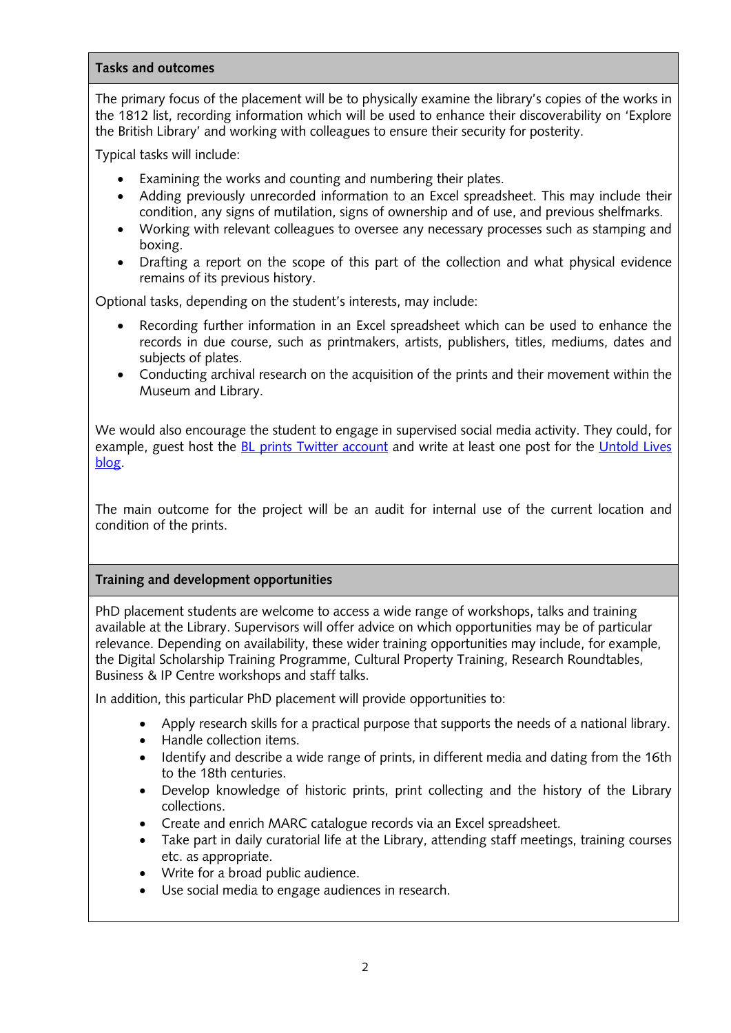## Tasks and outcomes

The primary focus of the placement will be to physically examine the library's copies of the works in the 1812 list, recording information which will be used to enhance their discoverability on 'Explore the British Library' and working with colleagues to ensure their security for posterity.

Typical tasks will include:

- Examining the works and counting and numbering their plates.
- Adding previously unrecorded information to an Excel spreadsheet. This may include their condition, any signs of mutilation, signs of ownership and of use, and previous shelfmarks.
- Working with relevant colleagues to oversee any necessary processes such as stamping and boxing.
- Drafting a report on the scope of this part of the collection and what physical evidence remains of its previous history.

Optional tasks, depending on the student's interests, may include:

- Recording further information in an Excel spreadsheet which can be used to enhance the records in due course, such as printmakers, artists, publishers, titles, mediums, dates and subjects of plates.
- Conducting archival research on the acquisition of the prints and their movement within the Museum and Library.

We would also encourage the student to engage in supervised social media activity. They could, for example, guest host the BL prints Twitter account and write at least one post for the Untold Lives blog.

The main outcome for the project will be an audit for internal use of the current location and condition of the prints.

## Training and development opportunities

PhD placement students are welcome to access a wide range of workshops, talks and training available at the Library. Supervisors will offer advice on which opportunities may be of particular relevance. Depending on availability, these wider training opportunities may include, for example, the Digital Scholarship Training Programme, Cultural Property Training, Research Roundtables, Business & IP Centre workshops and staff talks.

In addition, this particular PhD placement will provide opportunities to:

- Apply research skills for a practical purpose that supports the needs of a national library.
- Handle collection items.
- Identify and describe a wide range of prints, in different media and dating from the 16th to the 18th centuries.
- Develop knowledge of historic prints, print collecting and the history of the Library collections.
- Create and enrich MARC catalogue records via an Excel spreadsheet.
- Take part in daily curatorial life at the Library, attending staff meetings, training courses etc. as appropriate.
- Write for a broad public audience.
- Use social media to engage audiences in research.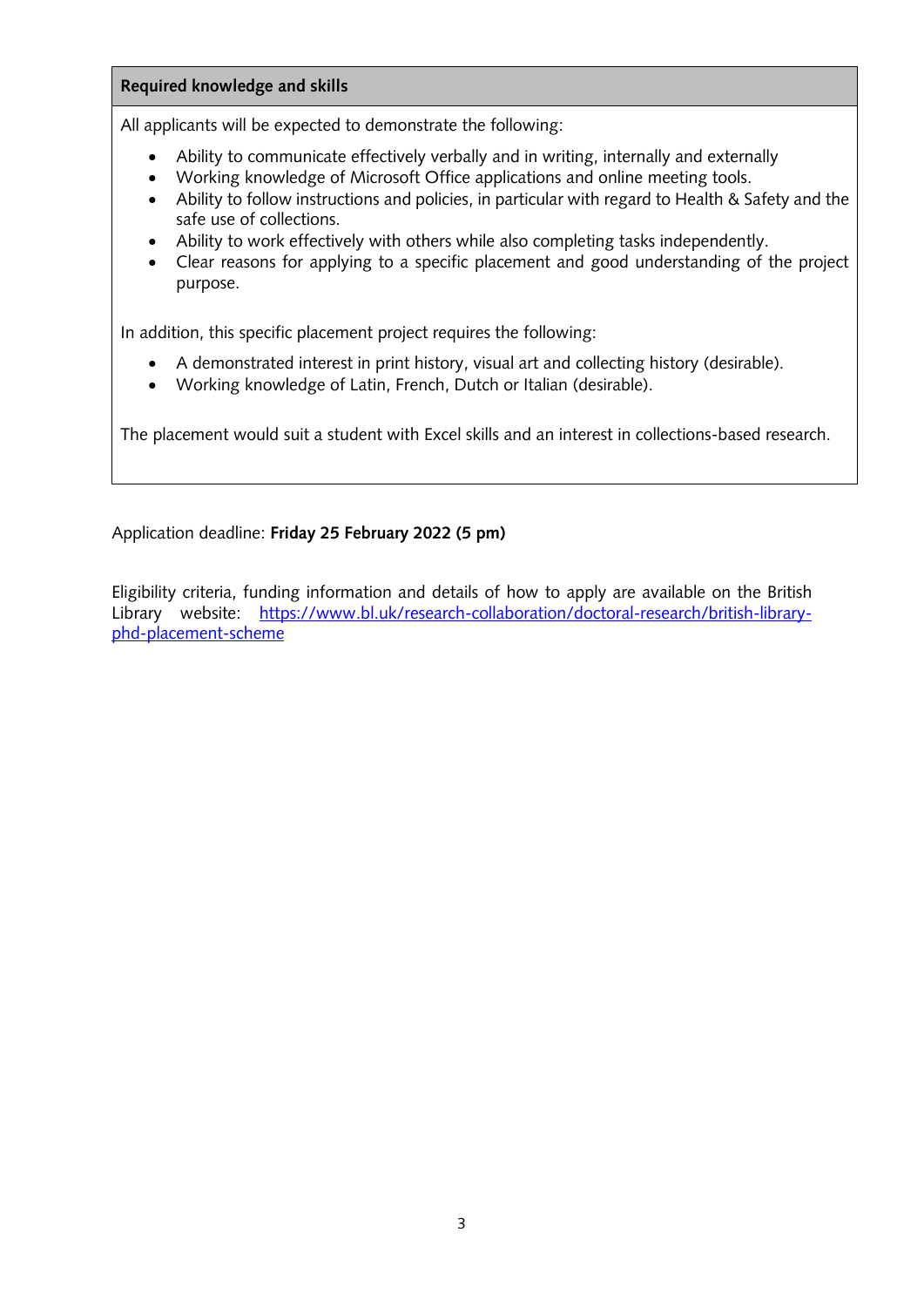**Required knowledge and skills**

All applicants will be expected to demonstrate the following:

- Ability to communicate effectively verbally and in writing, internally and externally
- Working knowledge of Microsoft Office applications and online meeting tools.
- Ability to follow instructions and policies, in particular with regard to Health & Safety and the safe use of collections.
- Ability to work effectively with others while also completing tasks independently.
- Clear reasons for applying to a specific placement and good understanding of the project purpose.

In addition, this specific placement project requires the following:

- A demonstrated interest in print history, visual art and collecting history (desirable).
- Working knowledge of Latin, French, Dutch or Italian (desirable).

The placement would suit a student with Excel skills and an interest in collections-based research.

Application deadline: **Friday 25 February 2022 (5 pm)**

Eligibility criteria, funding information and details of how to apply are available on the British Library website: [https://www.bl.uk/research-collaboration/doctoral-research/british-library-phd-placement-scheme](https://www.bl.uk/research-collaboration/doctoral-research/british-library-phd-placement-scheme)